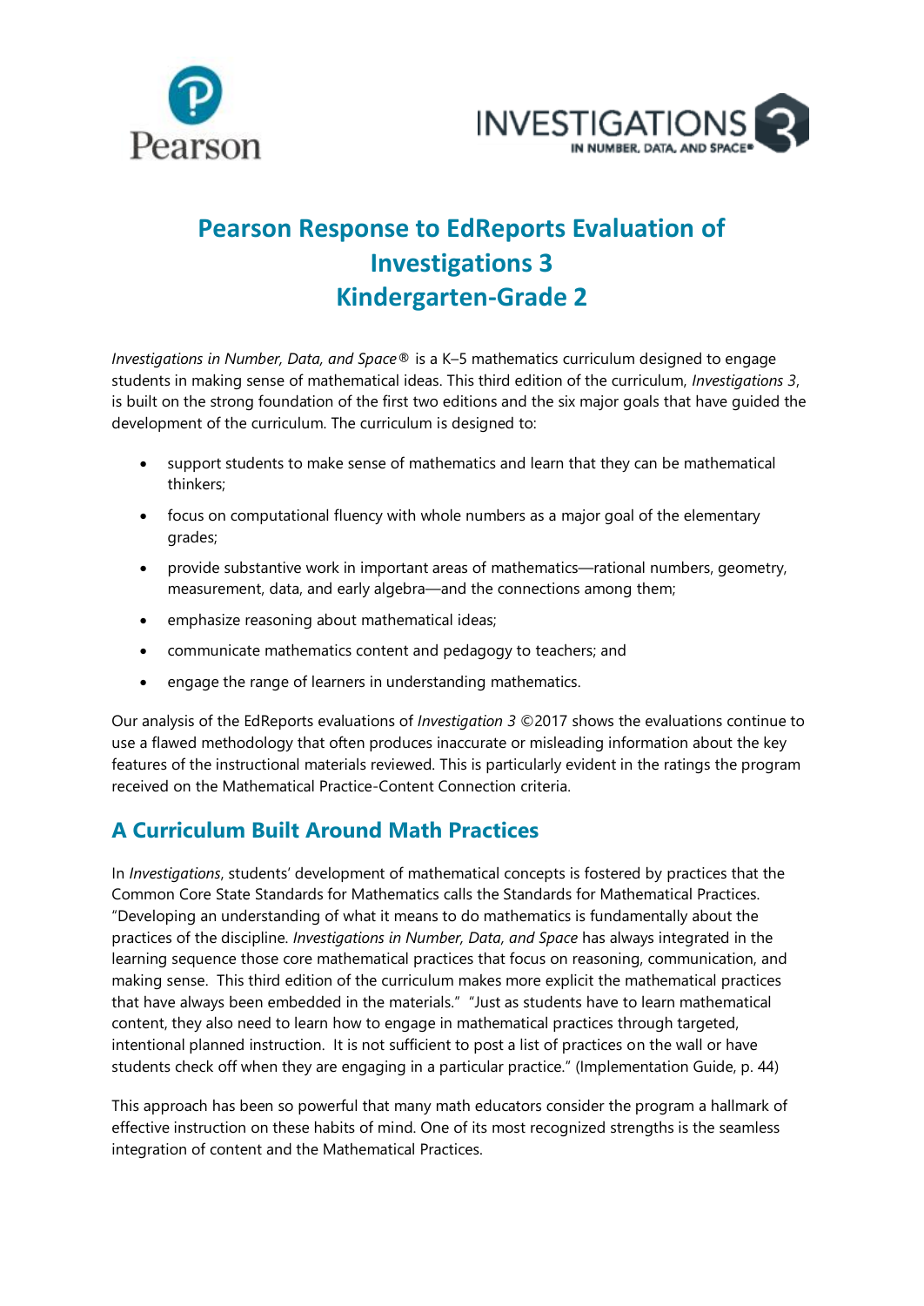# Pearson Response to EdReports Evaluation of Investigations 3 Kindergarten-Grade 2

*Investigations in Number, Data, and Space®* is a K–5 mathematics curriculum designed to engage students in making sense of mathematical ideas. This third edition of the curriculum, *Investigations 3*, is built on the strong foundation of the first two editions and the six major goals that have guided the development of the curriculum. The curriculum is designed to:

- support students to make sense of mathematics and learn that they can be mathematical thinkers;
- focus on computational fluency with whole numbers as a major goal of the elementary grades;
- provide substantive work in important areas of mathematics—rational numbers, geometry, measurement, data, and early algebra—and the connections among them;
- emphasize reasoning about mathematical ideas;
- communicate mathematics content and pedagogy to teachers; and
- engage the range of learners in understanding mathematics.

Our analysis of the EdReports evaluations of *Investigation 3* ©2017 shows the evaluations continue to use a flawed methodology that often produces inaccurate or misleading information about the key features of the instructional materials reviewed. This is particularly evident in the ratings the program received on the Mathematical Practice-Content Connection criteria.

## A Curriculum Built Around Math Practices

In *Investigations*, students' development of mathematical concepts is fostered by practices that the Common Core State Standards for Mathematics calls the Standards for Mathematical Practices. "Developing an understanding of what it means to do mathematics is fundamentally about the practices of the discipline. *Investigations in Number, Data, and Space* has always integrated in the learning sequence those core mathematical practices that focus on reasoning, communication, and making sense. This third edition of the curriculum makes more explicit the mathematical practices that have always been embedded in the materials." "Just as students have to learn mathematical content, they also need to learn how to engage in mathematical practices through targeted, intentional planned instruction. It is not sufficient to post a list of practices on the wall or have students check off when they are engaging in a particular practice." (Implementation Guide, p. 44)

This approach has been so powerful that many math educators consider the program a hallmark of effective instruction on these habits of mind. One of its most recognized strengths is the seamless integration of content and the Mathematical Practices.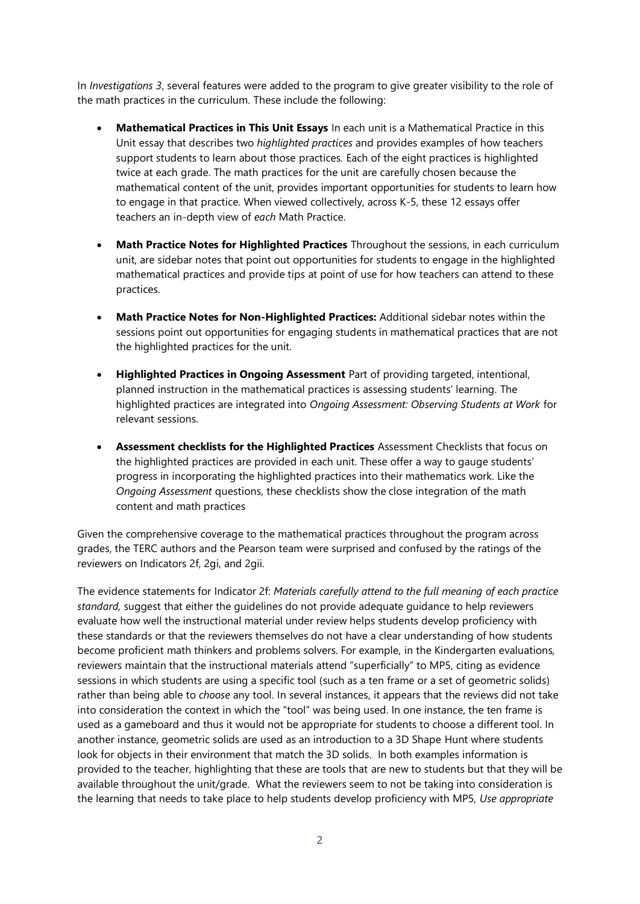In *Investigations 3*, several features were added to the program to give greater visibility to the role of the math practices in the curriculum. These include the following:

- **Mathematical Practices in This Unit Essays** In each unit is a Mathematical Practice in this Unit essay that describes two *highlighted practices* and provides examples of how teachers support students to learn about those practices. Each of the eight practices is highlighted twice at each grade. The math practices for the unit are carefully chosen because the mathematical content of the unit, provides important opportunities for students to learn how to engage in that practice. When viewed collectively, across K-5, these 12 essays offer teachers an in-depth view of *each* Math Practice.

- **Math Practice Notes for Highlighted Practices** Throughout the sessions, in each curriculum unit, are sidebar notes that point out opportunities for students to engage in the highlighted mathematical practices and provide tips at point of use for how teachers can attend to these practices.

- **Math Practice Notes for Non-Highlighted Practices:** Additional sidebar notes within the sessions point out opportunities for engaging students in mathematical practices that are not the highlighted practices for the unit.

- **Highlighted Practices in Ongoing Assessment** Part of providing targeted, intentional, planned instruction in the mathematical practices is assessing students' learning. The highlighted practices are integrated into *Ongoing Assessment: Observing Students at Work* for relevant sessions.

- **Assessment checklists for the Highlighted Practices** Assessment Checklists that focus on the highlighted practices are provided in each unit. These offer a way to gauge students' progress in incorporating the highlighted practices into their mathematics work. Like the *Ongoing Assessment* questions, these checklists show the close integration of the math content and math practices

Given the comprehensive coverage to the mathematical practices throughout the program across grades, the TERC authors and the Pearson team were surprised and confused by the ratings of the reviewers on Indicators 2f, 2gi, and 2gii.

The evidence statements for Indicator 2f: *Materials carefully attend to the full meaning of each practice standard,* suggest that either the guidelines do not provide adequate guidance to help reviewers evaluate how well the instructional material under review helps students develop proficiency with these standards or that the reviewers themselves do not have a clear understanding of how students become proficient math thinkers and problems solvers. For example, in the Kindergarten evaluations, reviewers maintain that the instructional materials attend "superficially" to MP5, citing as evidence sessions in which students are using a specific tool (such as a ten frame or a set of geometric solids) rather than being able to *choose* any tool. In several instances, it appears that the reviews did not take into consideration the context in which the "tool" was being used. In one instance, the ten frame is used as a gameboard and thus it would not be appropriate for students to choose a different tool. In another instance, geometric solids are used as an introduction to a 3D Shape Hunt where students look for objects in their environment that match the 3D solids. In both examples information is provided to the teacher, highlighting that these are tools that are new to students but that they will be available throughout the unit/grade. What the reviewers seem to not be taking into consideration is the learning that needs to take place to help students develop proficiency with MP5, *Use appropriate*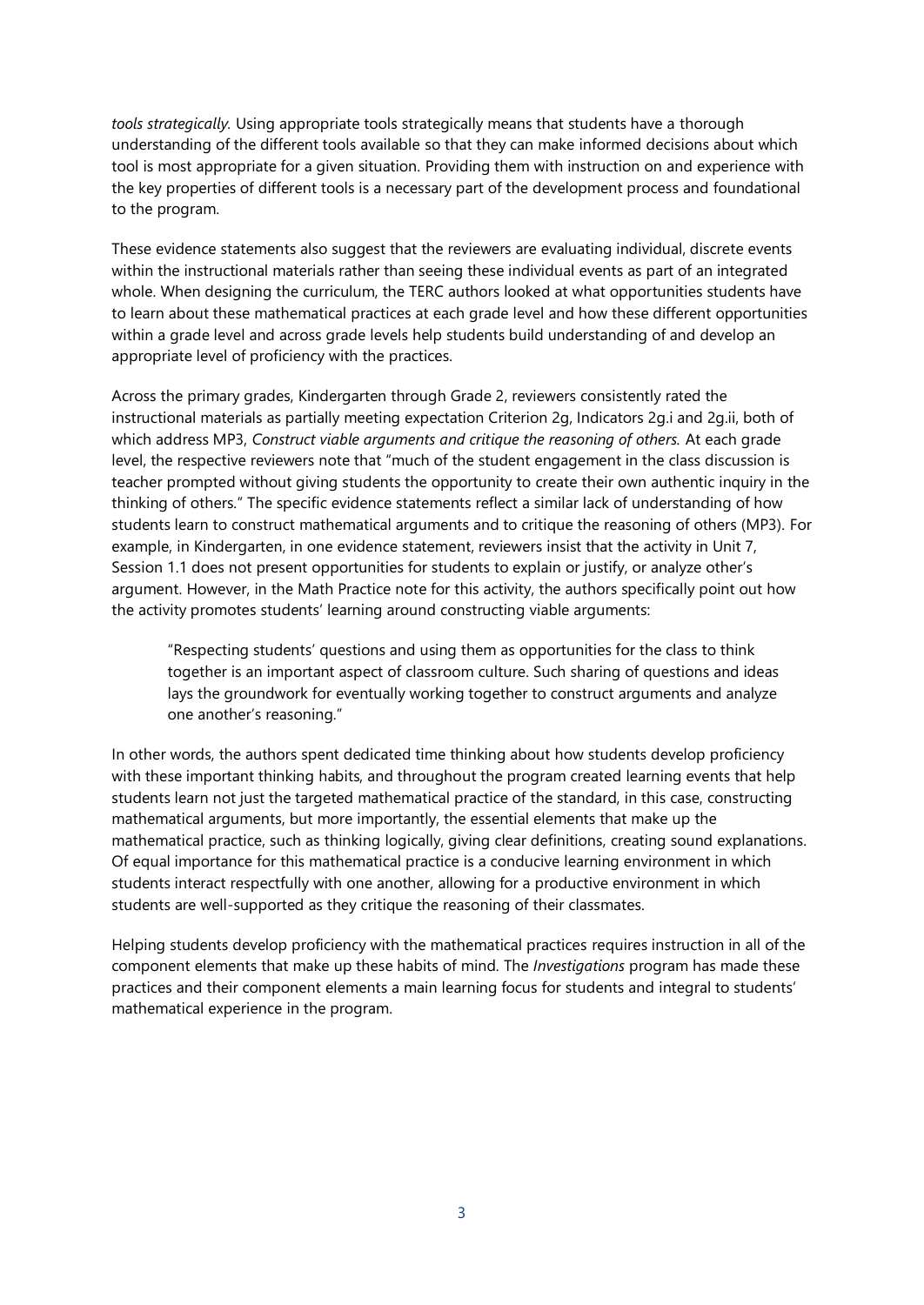*tools strategically.* Using appropriate tools strategically means that students have a thorough understanding of the different tools available so that they can make informed decisions about which tool is most appropriate for a given situation. Providing them with instruction on and experience with the key properties of different tools is a necessary part of the development process and foundational to the program.

These evidence statements also suggest that the reviewers are evaluating individual, discrete events within the instructional materials rather than seeing these individual events as part of an integrated whole. When designing the curriculum, the TERC authors looked at what opportunities students have to learn about these mathematical practices at each grade level and how these different opportunities within a grade level and across grade levels help students build understanding of and develop an appropriate level of proficiency with the practices.

Across the primary grades, Kindergarten through Grade 2, reviewers consistently rated the instructional materials as partially meeting expectation Criterion 2g, Indicators 2g.i and 2g.ii, both of which address MP3, *Construct viable arguments and critique the reasoning of others.* At each grade level, the respective reviewers note that "much of the student engagement in the class discussion is teacher prompted without giving students the opportunity to create their own authentic inquiry in the thinking of others." The specific evidence statements reflect a similar lack of understanding of how students learn to construct mathematical arguments and to critique the reasoning of others (MP3). For example, in Kindergarten, in one evidence statement, reviewers insist that the activity in Unit 7, Session 1.1 does not present opportunities for students to explain or justify, or analyze other's argument. However, in the Math Practice note for this activity, the authors specifically point out how the activity promotes students' learning around constructing viable arguments:

> "Respecting students' questions and using them as opportunities for the class to think together is an important aspect of classroom culture. Such sharing of questions and ideas lays the groundwork for eventually working together to construct arguments and analyze one another's reasoning."

In other words, the authors spent dedicated time thinking about how students develop proficiency with these important thinking habits, and throughout the program created learning events that help students learn not just the targeted mathematical practice of the standard, in this case, constructing mathematical arguments, but more importantly, the essential elements that make up the mathematical practice, such as thinking logically, giving clear definitions, creating sound explanations. Of equal importance for this mathematical practice is a conducive learning environment in which students interact respectfully with one another, allowing for a productive environment in which students are well-supported as they critique the reasoning of their classmates.

Helping students develop proficiency with the mathematical practices requires instruction in all of the component elements that make up these habits of mind. The *Investigations* program has made these practices and their component elements a main learning focus for students and integral to students' mathematical experience in the program.